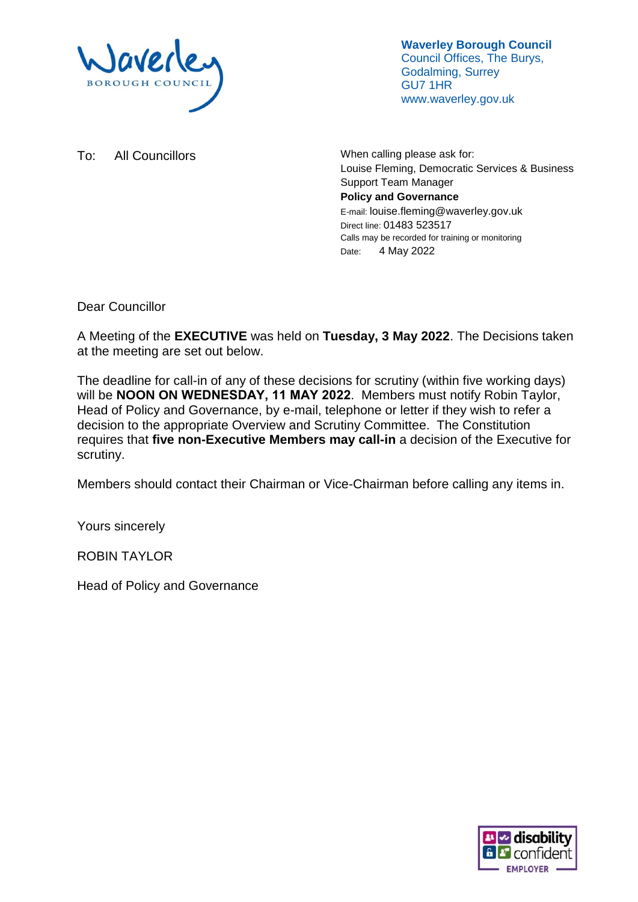**Waverley Borough Council**
Council Offices, The Burys,
Godalming, Surrey
GU7 1HR
www.waverley.gov.uk

To: All Councillors

When calling please ask for:
Louise Fleming, Democratic Services & Business Support Team Manager
**Policy and Governance**
E-mail: louise.fleming@waverley.gov.uk
Direct line: 01483 523517
Calls may be recorded for training or monitoring
Date: 4 May 2022

Dear Councillor

A Meeting of the **EXECUTIVE** was held on **Tuesday, 3 May 2022**. The Decisions taken at the meeting are set out below.

The deadline for call-in of any of these decisions for scrutiny (within five working days) will be **NOON ON WEDNESDAY, 11 MAY 2022**. Members must notify Robin Taylor, Head of Policy and Governance, by e-mail, telephone or letter if they wish to refer a decision to the appropriate Overview and Scrutiny Committee. The Constitution requires that **five non-Executive Members may call-in** a decision of the Executive for scrutiny.

Members should contact their Chairman or Vice-Chairman before calling any items in.

Yours sincerely

ROBIN TAYLOR

Head of Policy and Governance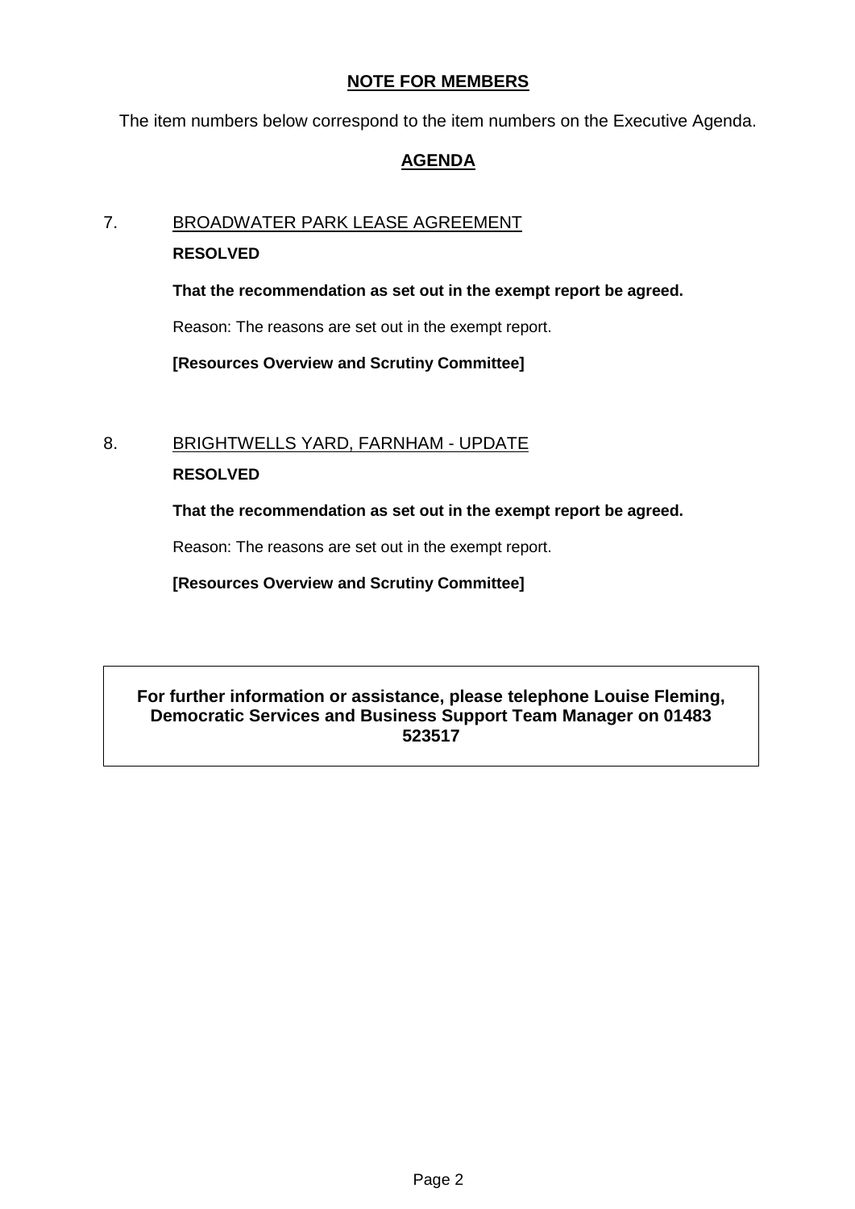## NOTE FOR MEMBERS

The item numbers below correspond to the item numbers on the Executive Agenda.

## AGENDA

7. BROADWATER PARK LEASE AGREEMENT

**RESOLVED**

**That the recommendation as set out in the exempt report be agreed.**

Reason: The reasons are set out in the exempt report.

**[Resources Overview and Scrutiny Committee]**

8. BRIGHTWELLS YARD, FARNHAM - UPDATE

**RESOLVED**

**That the recommendation as set out in the exempt report be agreed.**

Reason: The reasons are set out in the exempt report.

**[Resources Overview and Scrutiny Committee]**

**For further information or assistance, please telephone Louise Fleming, Democratic Services and Business Support Team Manager on 01483 523517**